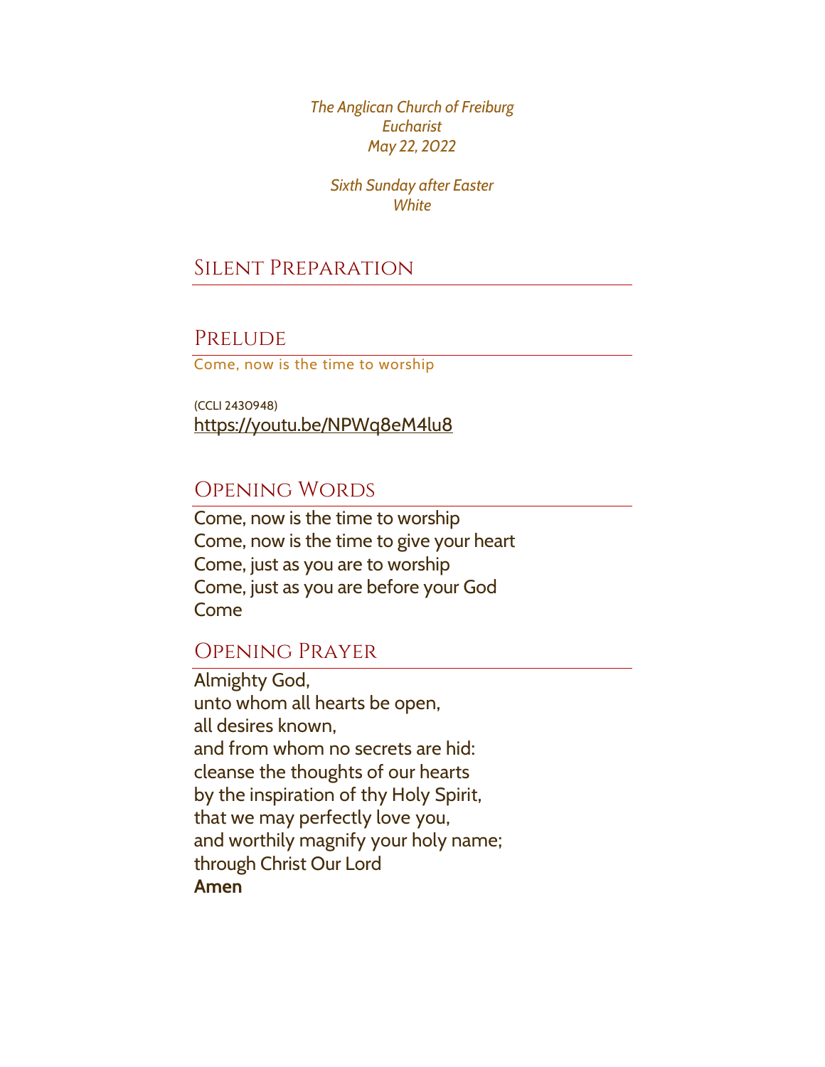*The Anglican Church of Freiburg*
*Eucharist*
*May 22, 2022*

*Sixth Sunday after Easter*
*White*

## Silent Preparation

## Prelude

Come, now is the time to worship

(CCLI 2430948)
https://youtu.be/NPWq8eM4lu8

## Opening Words

Come, now is the time to worship
Come, now is the time to give your heart
Come, just as you are to worship
Come, just as you are before your God
Come

## Opening Prayer

Almighty God,
unto whom all hearts be open,
all desires known,
and from whom no secrets are hid:
cleanse the thoughts of our hearts
by the inspiration of thy Holy Spirit,
that we may perfectly love you,
and worthily magnify your holy name;
through Christ Our Lord
**Amen**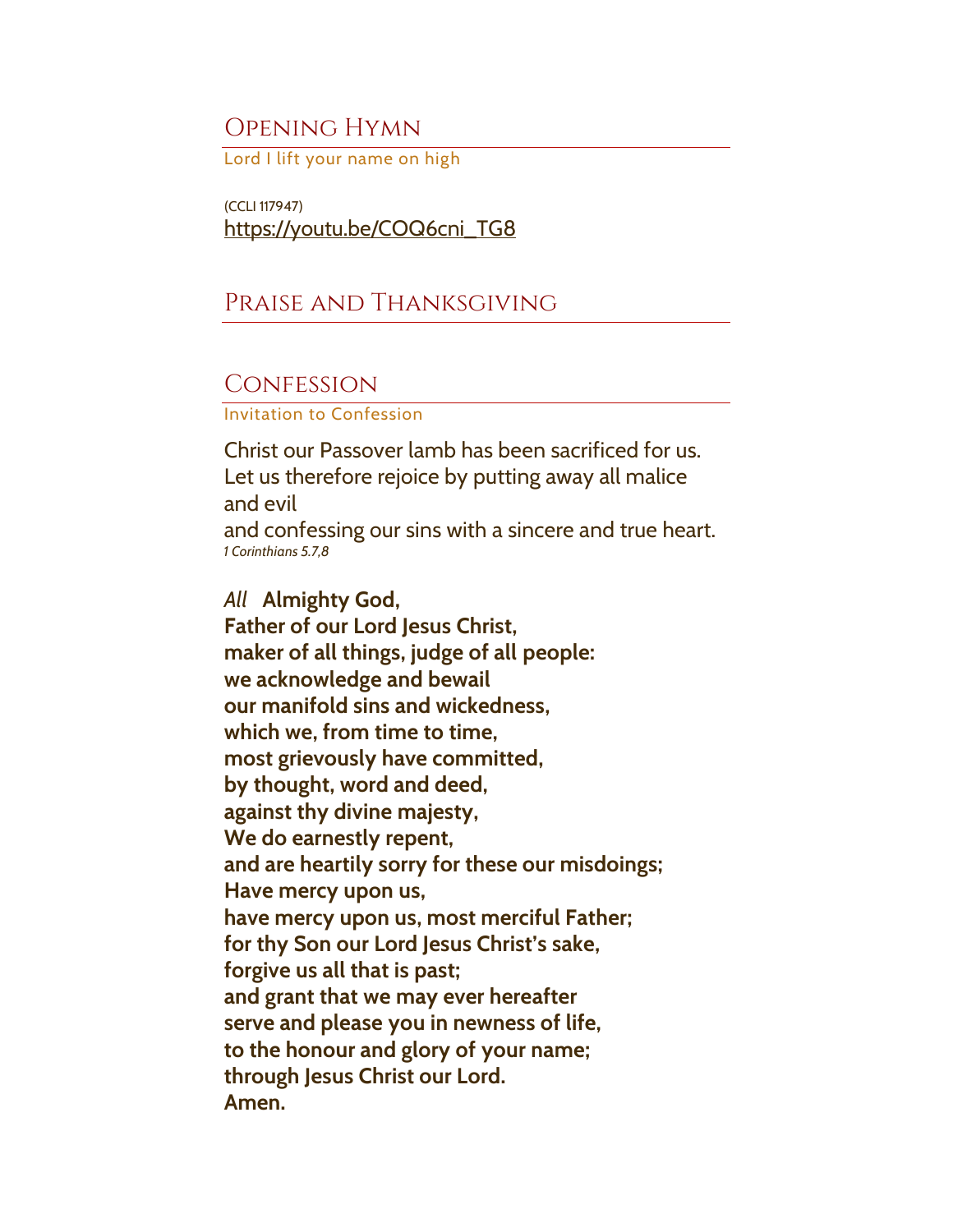## Opening Hymn

Lord I lift your name on high

(CCLI 117947)
https://youtu.be/COQ6cni_TG8

## Praise and Thanksgiving

## Confession

Invitation to Confession

Christ our Passover lamb has been sacrificed for us.
Let us therefore rejoice by putting away all malice and evil
and confessing our sins with a sincere and true heart.
*1 Corinthians 5.7,8*

*All* **Almighty God,**
**Father of our Lord Jesus Christ,**
**maker of all things, judge of all people:**
**we acknowledge and bewail**
**our manifold sins and wickedness,**
**which we, from time to time,**
**most grievously have committed,**
**by thought, word and deed,**
**against thy divine majesty,**
**We do earnestly repent,**
**and are heartily sorry for these our misdoings;**
**Have mercy upon us,**
**have mercy upon us, most merciful Father;**
**for thy Son our Lord Jesus Christ's sake,**
**forgive us all that is past;**
**and grant that we may ever hereafter**
**serve and please you in newness of life,**
**to the honour and glory of your name;**
**through Jesus Christ our Lord.**
**Amen.**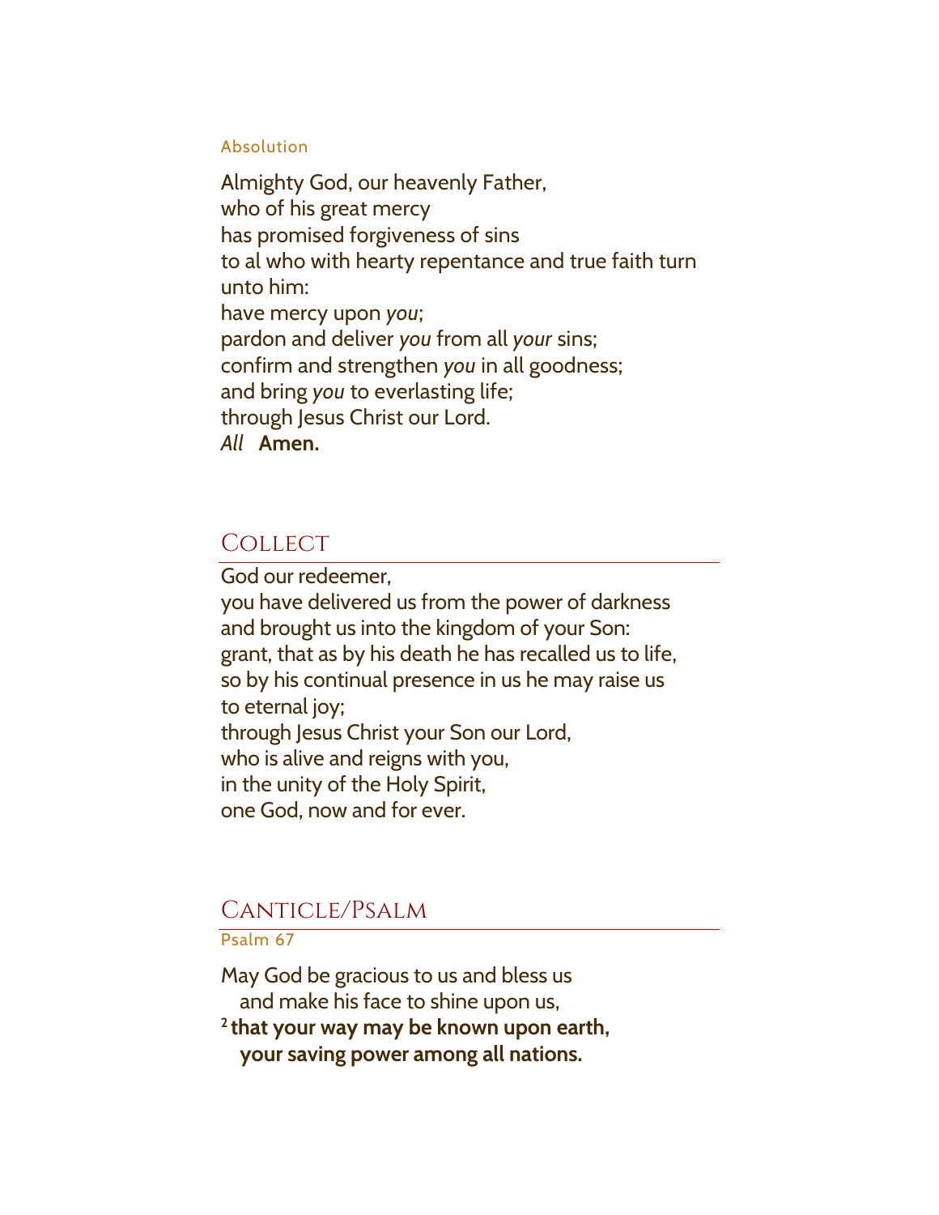Absolution

Almighty God, our heavenly Father,
who of his great mercy
has promised forgiveness of sins
to al who with hearty repentance and true faith turn unto him:
have mercy upon *you*;
pardon and deliver *you* from all *your* sins;
confirm and strengthen *you* in all goodness;
and bring *you* to everlasting life;
through Jesus Christ our Lord.
*All* **Amen.**

## Collect

God our redeemer,
you have delivered us from the power of darkness
and brought us into the kingdom of your Son:
grant, that as by his death he has recalled us to life,
so by his continual presence in us he may raise us to eternal joy;
through Jesus Christ your Son our Lord,
who is alive and reigns with you,
in the unity of the Holy Spirit,
one God, now and for ever.

## Canticle/Psalm

Psalm 67

May God be gracious to us and bless us
and make his face to shine upon us,
[2] **that your way may be known upon earth,**
**your saving power among all nations.**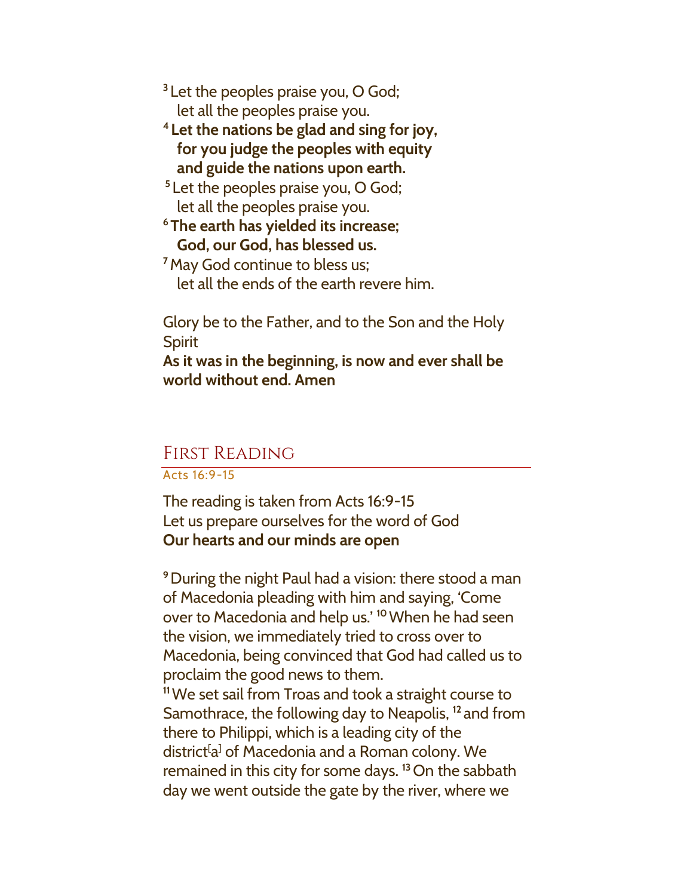[3] Let the peoples praise you, O God;
let all the peoples praise you.

**[4] Let the nations be glad and sing for joy,**
**for you judge the peoples with equity**
**and guide the nations upon earth.**

[5] Let the peoples praise you, O God;
let all the peoples praise you.

**[6] The earth has yielded its increase;**
**God, our God, has blessed us.**

[7] May God continue to bless us;
let all the ends of the earth revere him.

Glory be to the Father, and to the Son and the Holy Spirit
**As it was in the beginning, is now and ever shall be world without end. Amen**

## First Reading

Acts 16:9-15

The reading is taken from Acts 16:9-15
Let us prepare ourselves for the word of God
**Our hearts and our minds are open**

[9] During the night Paul had a vision: there stood a man of Macedonia pleading with him and saying, 'Come over to Macedonia and help us.' [10] When he had seen the vision, we immediately tried to cross over to Macedonia, being convinced that God had called us to proclaim the good news to them.
[11] We set sail from Troas and took a straight course to Samothrace, the following day to Neapolis, [12] and from there to Philippi, which is a leading city of the district[a] of Macedonia and a Roman colony. We remained in this city for some days. [13] On the sabbath day we went outside the gate by the river, where we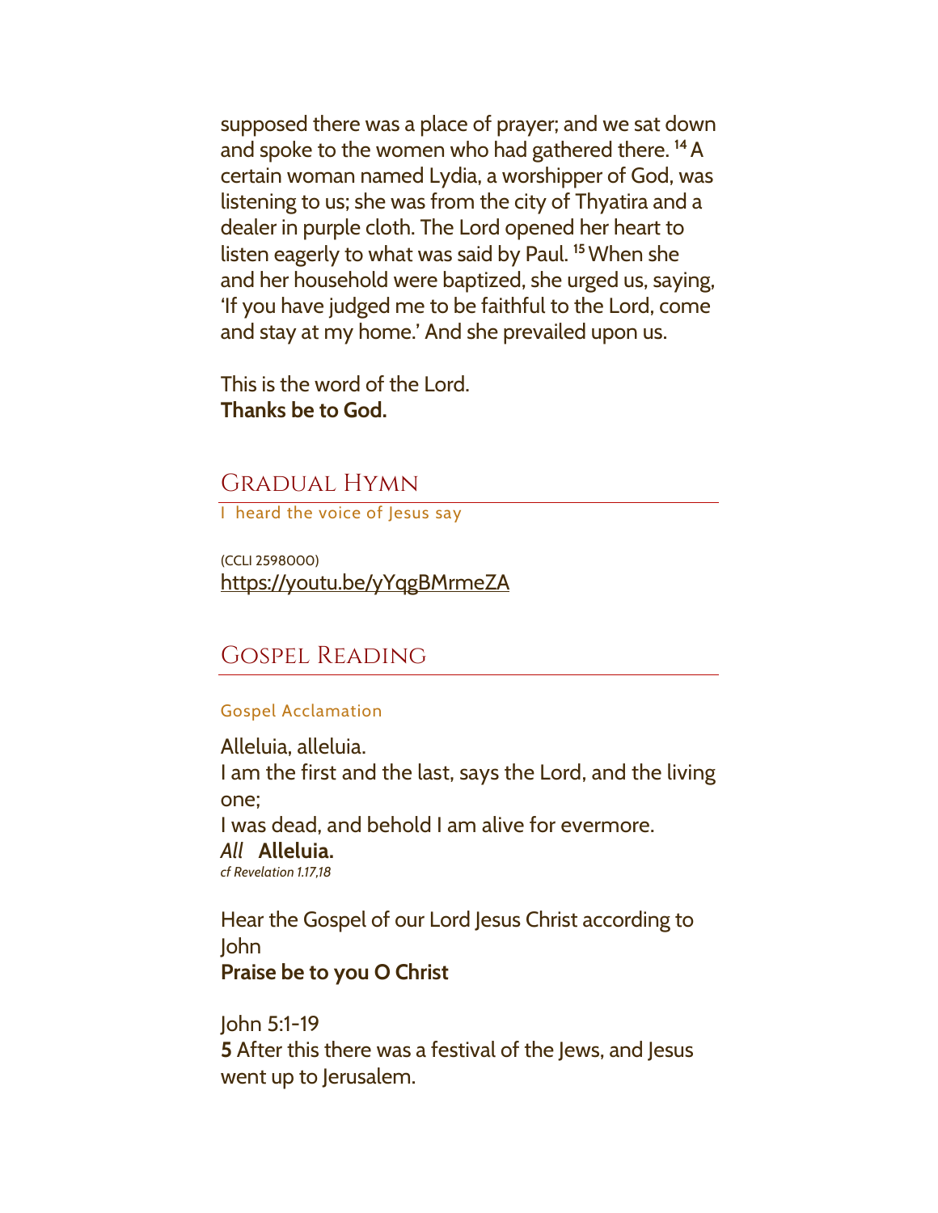supposed there was a place of prayer; and we sat down and spoke to the women who had gathered there. [14] A certain woman named Lydia, a worshipper of God, was listening to us; she was from the city of Thyatira and a dealer in purple cloth. The Lord opened her heart to listen eagerly to what was said by Paul. [15] When she and her household were baptized, she urged us, saying, 'If you have judged me to be faithful to the Lord, come and stay at my home.' And she prevailed upon us.

This is the word of the Lord.
**Thanks be to God.**

## Gradual Hymn

I heard the voice of Jesus say

(CCLI 2598000)
https://youtu.be/yYqgBMrmeZA

## Gospel Reading

### Gospel Acclamation

Alleluia, alleluia.
I am the first and the last, says the Lord, and the living one;
I was dead, and behold I am alive for evermore.
*All* **Alleluia.**
*cf Revelation 1.17,18*

Hear the Gospel of our Lord Jesus Christ according to John
**Praise be to you O Christ**

John 5:1-19
**5** After this there was a festival of the Jews, and Jesus went up to Jerusalem.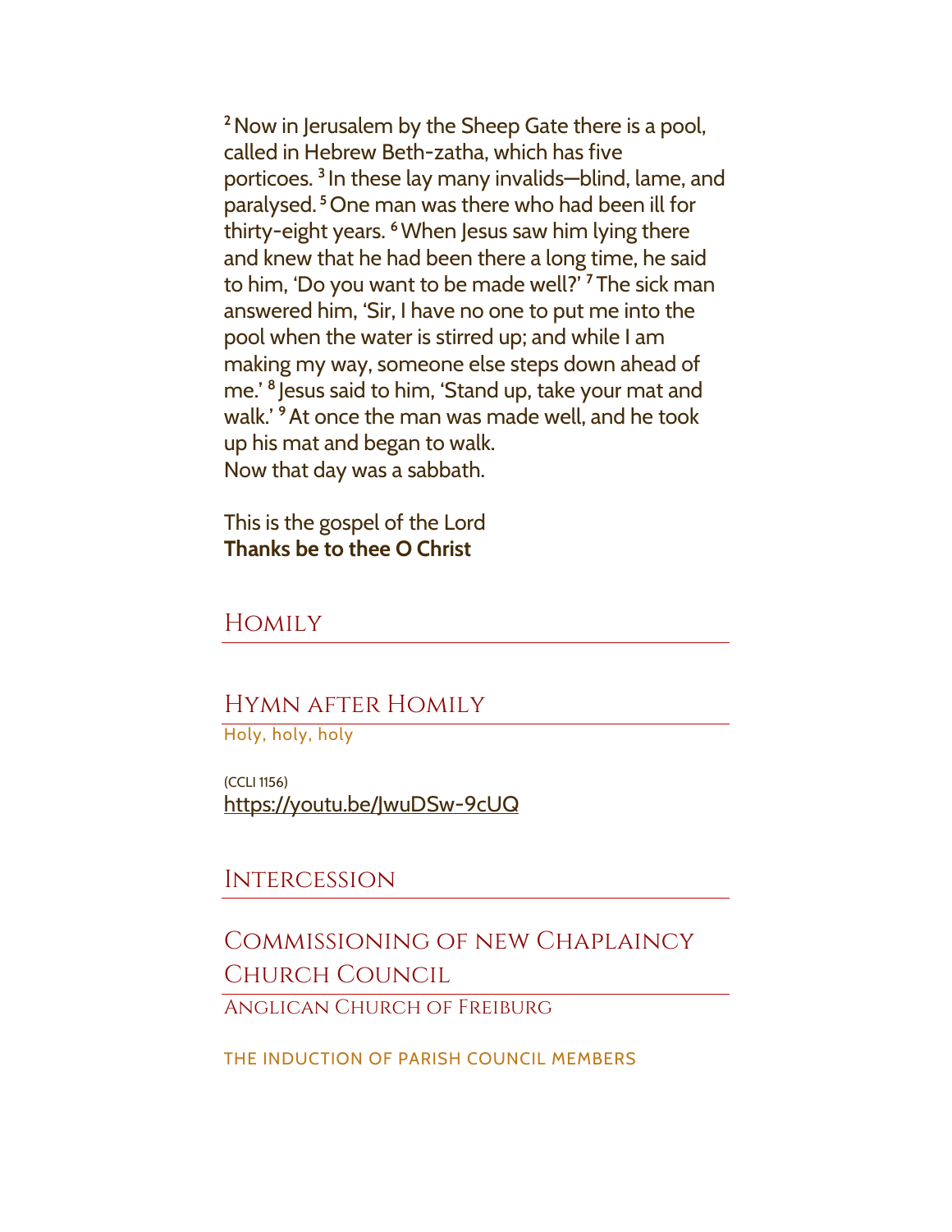[2] Now in Jerusalem by the Sheep Gate there is a pool, called in Hebrew Beth-zatha, which has five porticoes. [3] In these lay many invalids—blind, lame, and paralysed. [5] One man was there who had been ill for thirty-eight years. [6] When Jesus saw him lying there and knew that he had been there a long time, he said to him, 'Do you want to be made well?' [7] The sick man answered him, 'Sir, I have no one to put me into the pool when the water is stirred up; and while I am making my way, someone else steps down ahead of me.' [8] Jesus said to him, 'Stand up, take your mat and walk.' [9] At once the man was made well, and he took up his mat and began to walk.
Now that day was a sabbath.

This is the gospel of the Lord
**Thanks be to thee O Christ**

## Homily

## Hymn after Homily

Holy, holy, holy

(CCLI 1156)
https://youtu.be/JwuDSw-9cUQ

## Intercession

## Commissioning of new Chaplaincy Church Council

Anglican Church of Freiburg

THE INDUCTION OF PARISH COUNCIL MEMBERS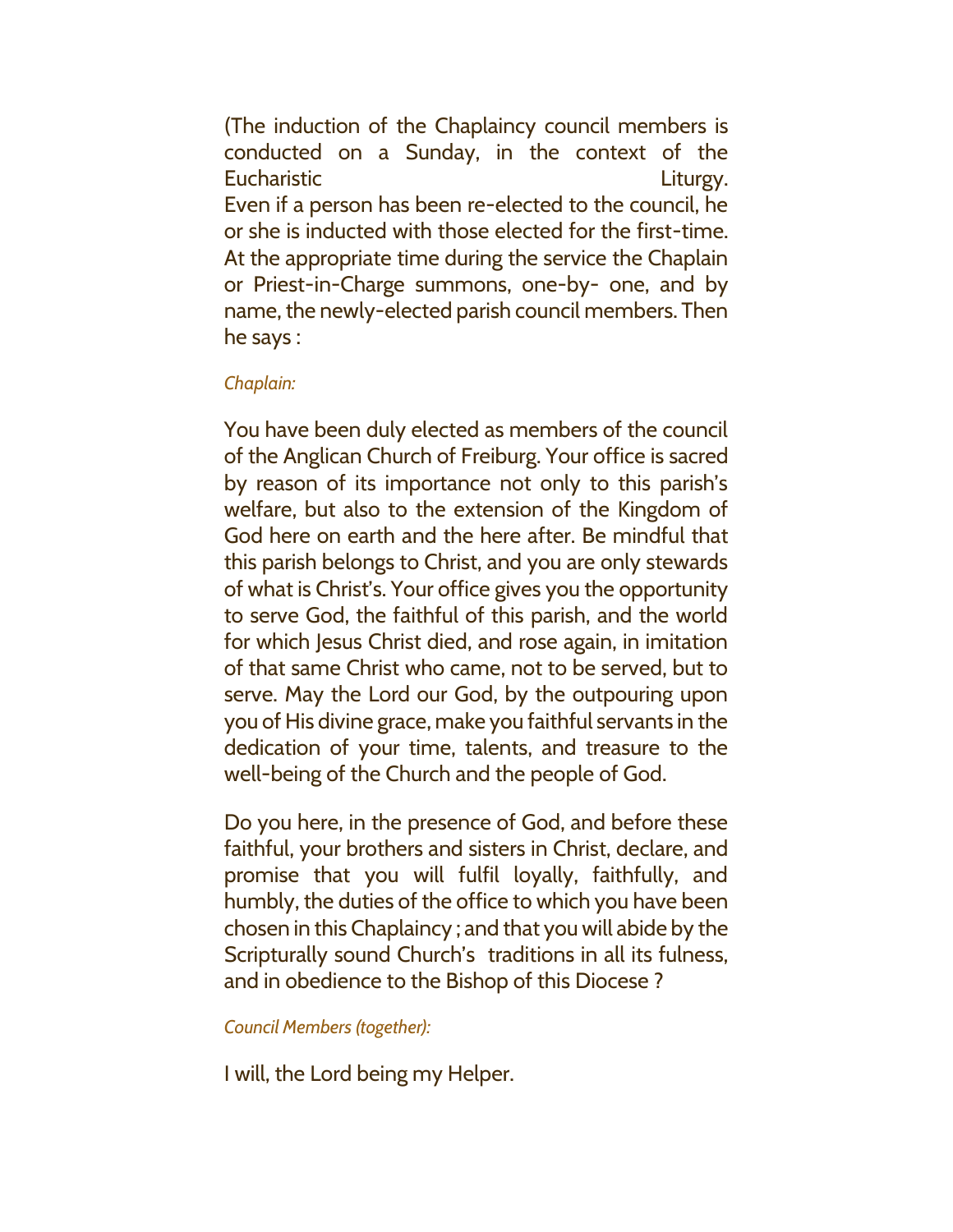(The induction of the Chaplaincy council members is conducted on a Sunday, in the context of the Eucharistic Liturgy.
Even if a person has been re-elected to the council, he or she is inducted with those elected for the first-time. At the appropriate time during the service the Chaplain or Priest-in-Charge summons, one-by- one, and by name, the newly-elected parish council members. Then he says :

*Chaplain:*

You have been duly elected as members of the council of the Anglican Church of Freiburg. Your office is sacred by reason of its importance not only to this parish's welfare, but also to the extension of the Kingdom of God here on earth and the here after. Be mindful that this parish belongs to Christ, and you are only stewards of what is Christ's. Your office gives you the opportunity to serve God, the faithful of this parish, and the world for which Jesus Christ died, and rose again, in imitation of that same Christ who came, not to be served, but to serve. May the Lord our God, by the outpouring upon you of His divine grace, make you faithful servants in the dedication of your time, talents, and treasure to the well-being of the Church and the people of God.

Do you here, in the presence of God, and before these faithful, your brothers and sisters in Christ, declare, and promise that you will fulfil loyally, faithfully, and humbly, the duties of the office to which you have been chosen in this Chaplaincy ; and that you will abide by the Scripturally sound Church's traditions in all its fulness, and in obedience to the Bishop of this Diocese ?

*Council Members (together):*

I will, the Lord being my Helper.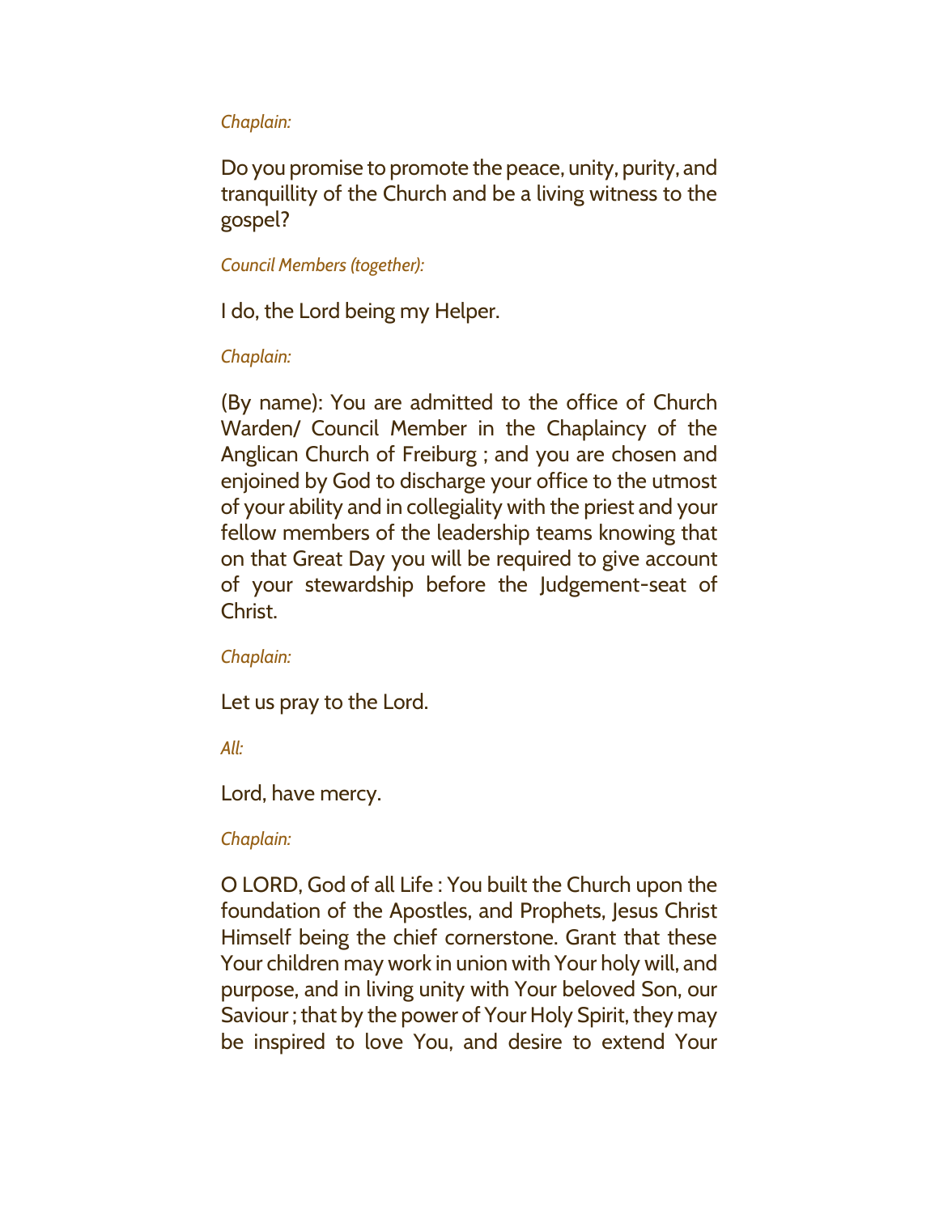*Chaplain:*

Do you promise to promote the peace, unity, purity, and tranquillity of the Church and be a living witness to the gospel?

*Council Members (together):*

I do, the Lord being my Helper.

*Chaplain:*

(By name): You are admitted to the office of Church Warden/ Council Member in the Chaplaincy of the Anglican Church of Freiburg ; and you are chosen and enjoined by God to discharge your office to the utmost of your ability and in collegiality with the priest and your fellow members of the leadership teams knowing that on that Great Day you will be required to give account of your stewardship before the Judgement-seat of Christ.

*Chaplain:*

Let us pray to the Lord.

*All:*

Lord, have mercy.

*Chaplain:*

O LORD, God of all Life : You built the Church upon the foundation of the Apostles, and Prophets, Jesus Christ Himself being the chief cornerstone. Grant that these Your children may work in union with Your holy will, and purpose, and in living unity with Your beloved Son, our Saviour ; that by the power of Your Holy Spirit, they may be inspired to love You, and desire to extend Your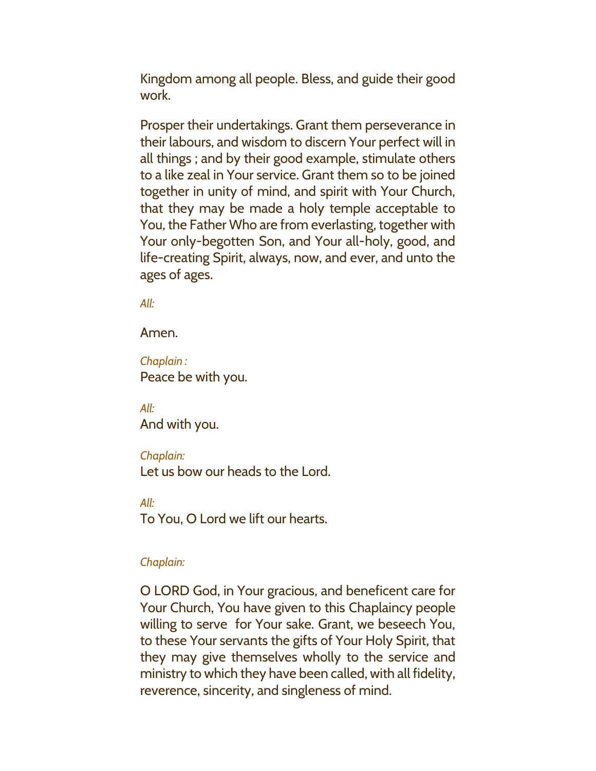Kingdom among all people. Bless, and guide their good work.

Prosper their undertakings. Grant them perseverance in their labours, and wisdom to discern Your perfect will in all things ; and by their good example, stimulate others to a like zeal in Your service. Grant them so to be joined together in unity of mind, and spirit with Your Church, that they may be made a holy temple acceptable to You, the Father Who are from everlasting, together with Your only-begotten Son, and Your all-holy, good, and life-creating Spirit, always, now, and ever, and unto the ages of ages.

*All:*

Amen.

*Chaplain :*
Peace be with you.

*All:*
And with you.

*Chaplain:*
Let us bow our heads to the Lord.

*All:*
To You, O Lord we lift our hearts.

*Chaplain:*

O LORD God, in Your gracious, and beneficent care for Your Church, You have given to this Chaplaincy people willing to serve for Your sake. Grant, we beseech You, to these Your servants the gifts of Your Holy Spirit, that they may give themselves wholly to the service and ministry to which they have been called, with all fidelity, reverence, sincerity, and singleness of mind.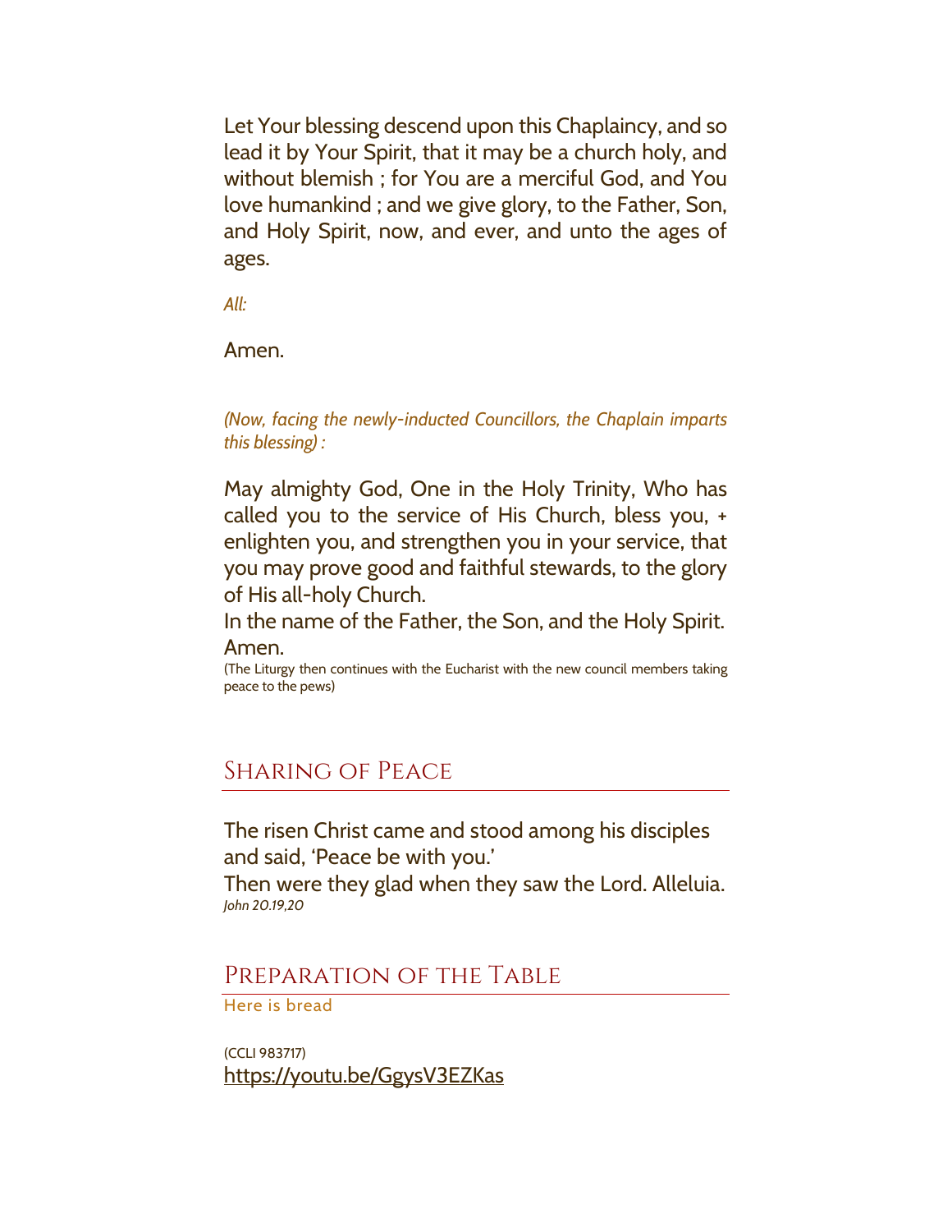Let Your blessing descend upon this Chaplaincy, and so lead it by Your Spirit, that it may be a church holy, and without blemish ; for You are a merciful God, and You love humankind ; and we give glory, to the Father, Son, and Holy Spirit, now, and ever, and unto the ages of ages.

*All:*

Amen.

*(Now, facing the newly-inducted Councillors, the Chaplain imparts this blessing) :*

May almighty God, One in the Holy Trinity, Who has called you to the service of His Church, bless you, + enlighten you, and strengthen you in your service, that you may prove good and faithful stewards, to the glory of His all-holy Church.
In the name of the Father, the Son, and the Holy Spirit. Amen.

(The Liturgy then continues with the Eucharist with the new council members taking peace to the pews)

## Sharing of Peace

The risen Christ came and stood among his disciples and said, 'Peace be with you.'
Then were they glad when they saw the Lord. Alleluia.
*John 20.19,20*

## Preparation of the Table

Here is bread

(CCLI 983717)
https://youtu.be/GgysV3EZKas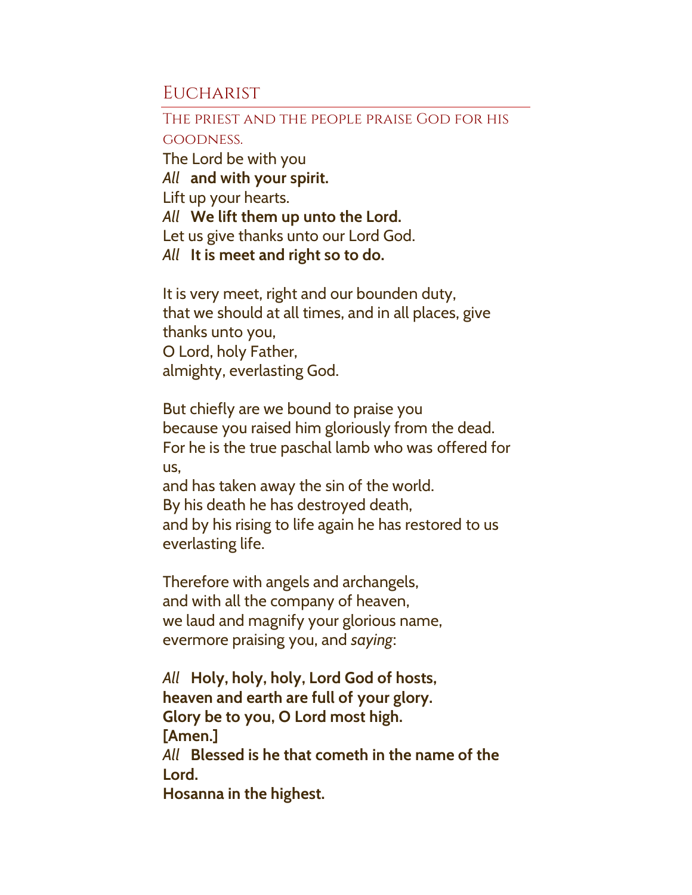## Eucharist

### The priest and the people praise God for his goodness.

The Lord be with you
*All* **and with your spirit.**
Lift up your hearts.
*All* **We lift them up unto the Lord.**
Let us give thanks unto our Lord God.
*All* **It is meet and right so to do.**

It is very meet, right and our bounden duty,
that we should at all times, and in all places, give thanks unto you,
O Lord, holy Father,
almighty, everlasting God.

But chiefly are we bound to praise you
because you raised him gloriously from the dead.
For he is the true paschal lamb who was offered for us,
and has taken away the sin of the world.
By his death he has destroyed death,
and by his rising to life again he has restored to us everlasting life.

Therefore with angels and archangels,
and with all the company of heaven,
we laud and magnify your glorious name,
evermore praising you, and *saying*:

*All* **Holy, holy, holy, Lord God of hosts,**
**heaven and earth are full of your glory.**
**Glory be to you, O Lord most high.**
**[Amen.]**
*All* **Blessed is he that cometh in the name of the Lord.**
**Hosanna in the highest.**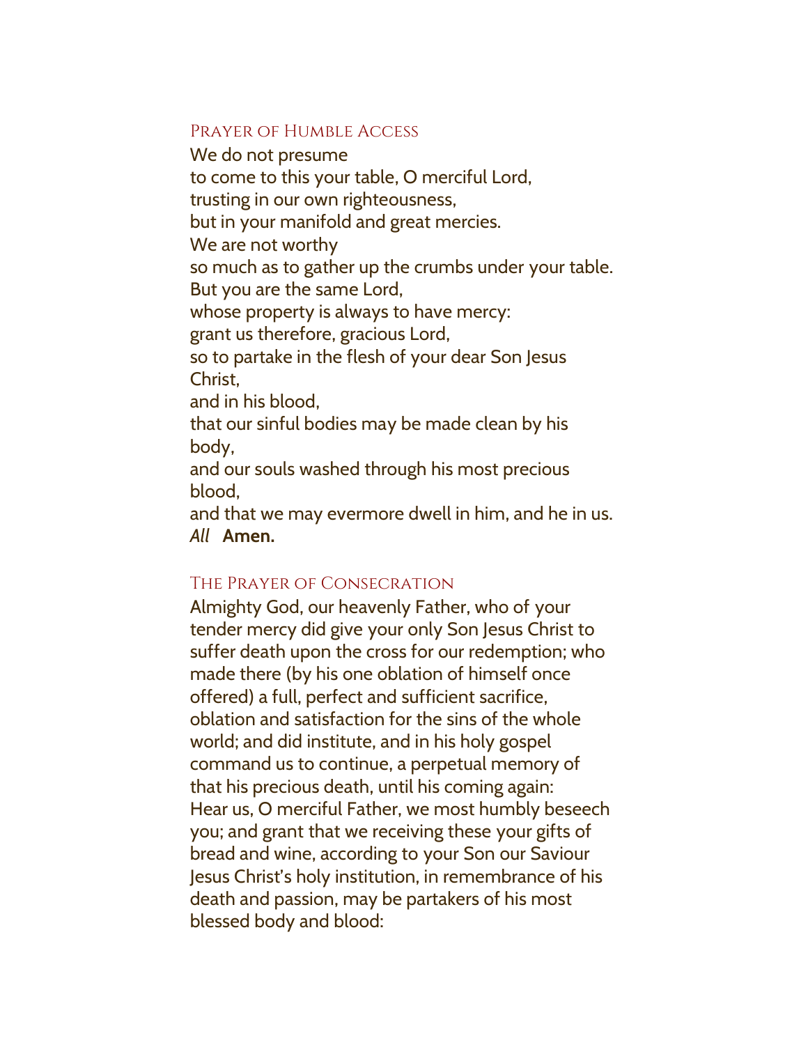## Prayer of Humble Access

We do not presume
to come to this your table, O merciful Lord,
trusting in our own righteousness,
but in your manifold and great mercies.
We are not worthy
so much as to gather up the crumbs under your table.
But you are the same Lord,
whose property is always to have mercy:
grant us therefore, gracious Lord,
so to partake in the flesh of your dear Son Jesus Christ,
and in his blood,
that our sinful bodies may be made clean by his body,
and our souls washed through his most precious blood,
and that we may evermore dwell in him, and he in us.
*All* **Amen.**

## The Prayer of Consecration

Almighty God, our heavenly Father, who of your tender mercy did give your only Son Jesus Christ to suffer death upon the cross for our redemption; who made there (by his one oblation of himself once offered) a full, perfect and sufficient sacrifice, oblation and satisfaction for the sins of the whole world; and did institute, and in his holy gospel command us to continue, a perpetual memory of that his precious death, until his coming again:
Hear us, O merciful Father, we most humbly beseech you; and grant that we receiving these your gifts of bread and wine, according to your Son our Saviour Jesus Christ's holy institution, in remembrance of his death and passion, may be partakers of his most blessed body and blood: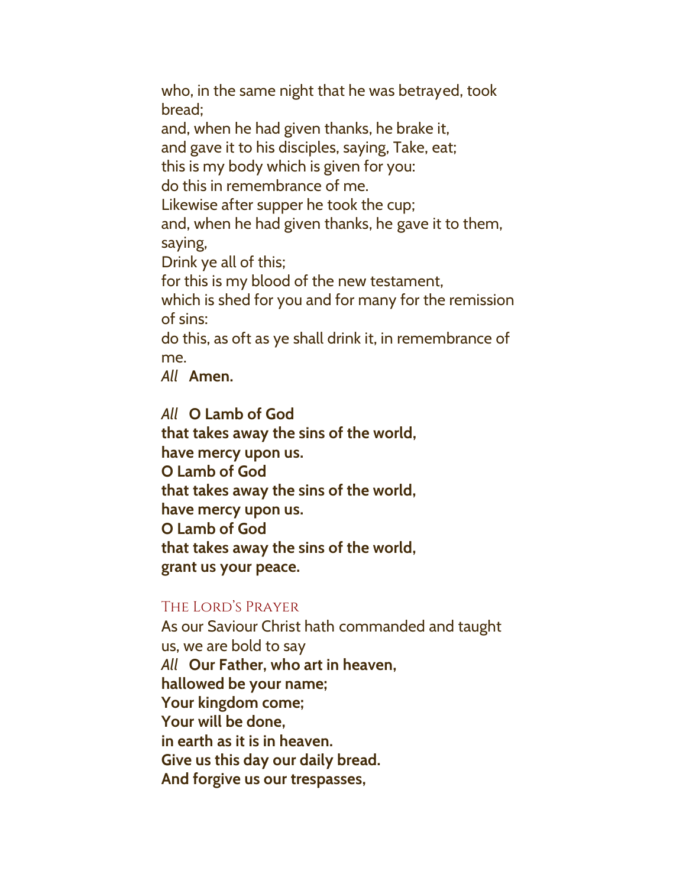who, in the same night that he was betrayed, took bread;
and, when he had given thanks, he brake it,
and gave it to his disciples, saying, Take, eat;
this is my body which is given for you:
do this in remembrance of me.
Likewise after supper he took the cup;
and, when he had given thanks, he gave it to them, saying,
Drink ye all of this;
for this is my blood of the new testament,
which is shed for you and for many for the remission of sins:
do this, as oft as ye shall drink it, in remembrance of me.
*All* **Amen.**

*All* **O Lamb of God**
**that takes away the sins of the world,**
**have mercy upon us.**
**O Lamb of God**
**that takes away the sins of the world,**
**have mercy upon us.**
**O Lamb of God**
**that takes away the sins of the world,**
**grant us your peace.**

### The Lord's Prayer

As our Saviour Christ hath commanded and taught us, we are bold to say
*All* **Our Father, who art in heaven,**
**hallowed be your name;**
**Your kingdom come;**
**Your will be done,**
**in earth as it is in heaven.**
**Give us this day our daily bread.**
**And forgive us our trespasses,**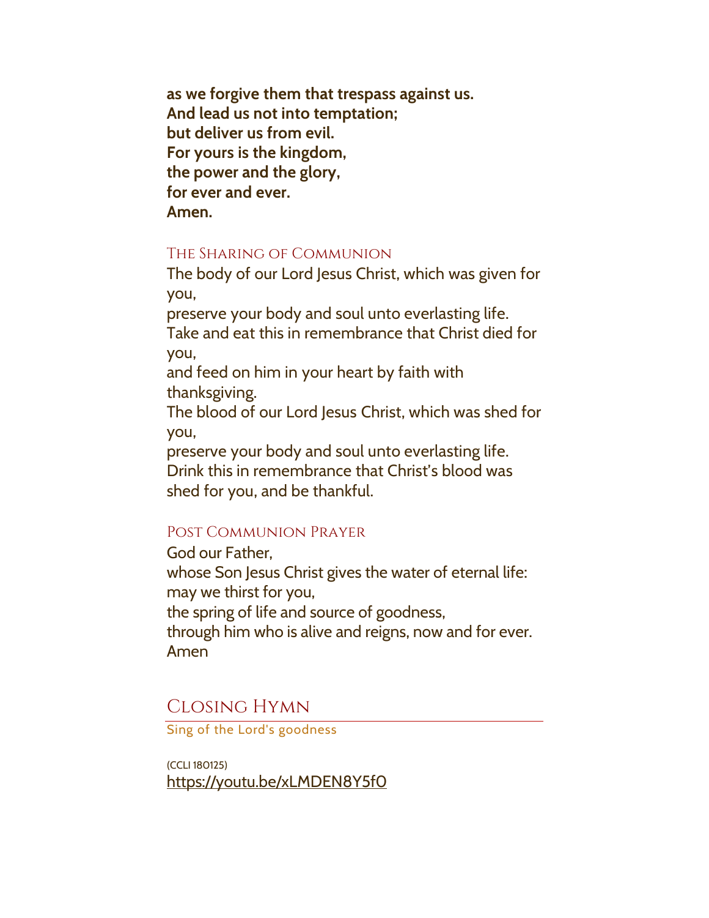**as we forgive them that trespass against us.**
**And lead us not into temptation;**
**but deliver us from evil.**
**For yours is the kingdom,**
**the power and the glory,**
**for ever and ever.**
**Amen.**

### The Sharing of Communion

The body of our Lord Jesus Christ, which was given for you,
preserve your body and soul unto everlasting life.
Take and eat this in remembrance that Christ died for you,
and feed on him in your heart by faith with thanksgiving.
The blood of our Lord Jesus Christ, which was shed for you,
preserve your body and soul unto everlasting life.
Drink this in remembrance that Christ's blood was shed for you, and be thankful.

### Post Communion Prayer

God our Father,
whose Son Jesus Christ gives the water of eternal life:
may we thirst for you,
the spring of life and source of goodness,
through him who is alive and reigns, now and for ever.
Amen

## Closing Hymn

Sing of the Lord's goodness

(CCLI 180125)
https://youtu.be/xLMDEN8Y5f0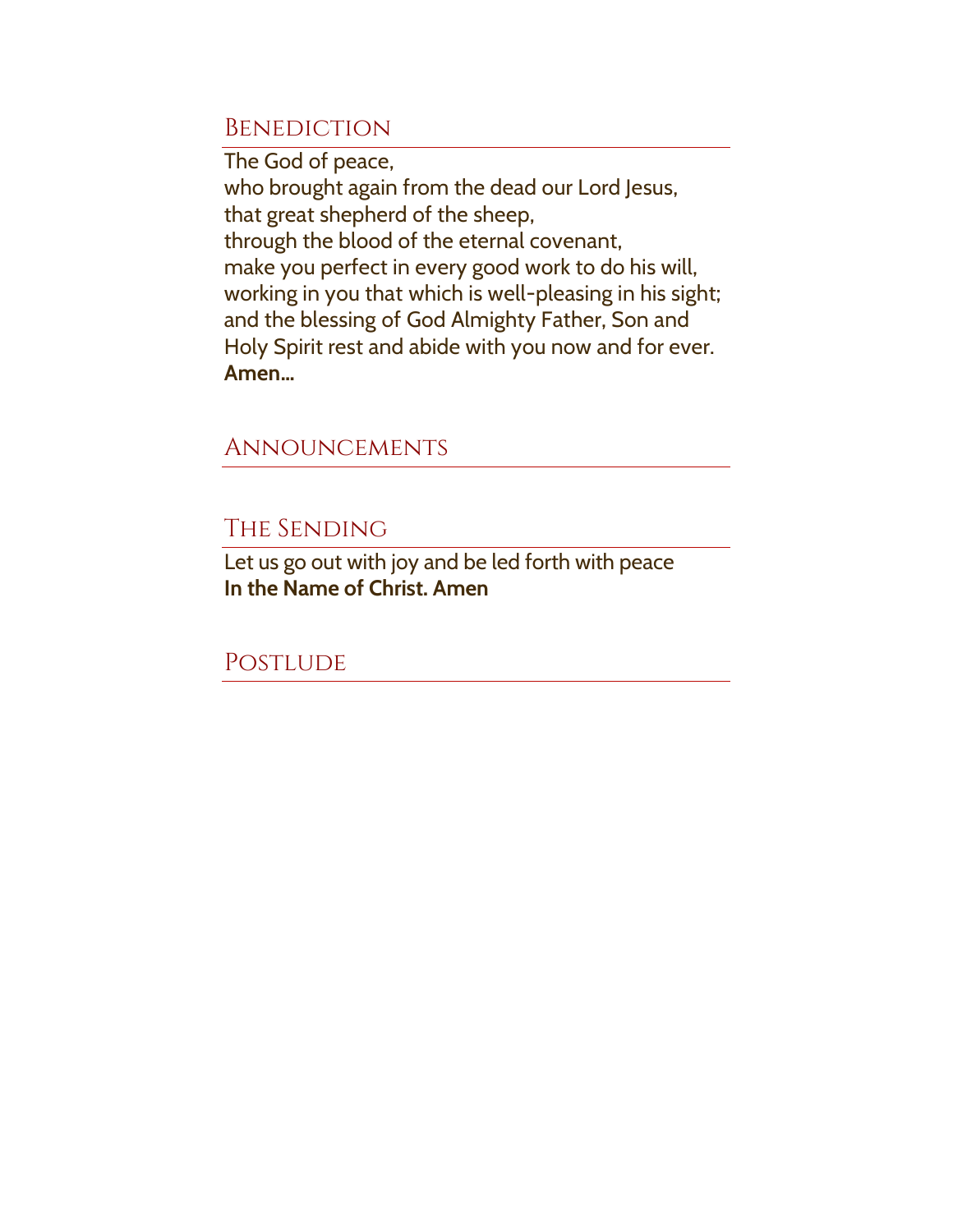## Benediction

The God of peace,
who brought again from the dead our Lord Jesus,
that great shepherd of the sheep,
through the blood of the eternal covenant,
make you perfect in every good work to do his will,
working in you that which is well-pleasing in his sight;
and the blessing of God Almighty Father, Son and
Holy Spirit rest and abide with you now and for ever.
**Amen...**

## Announcements

## The Sending

Let us go out with joy and be led forth with peace
**In the Name of Christ. Amen**

## Postlude